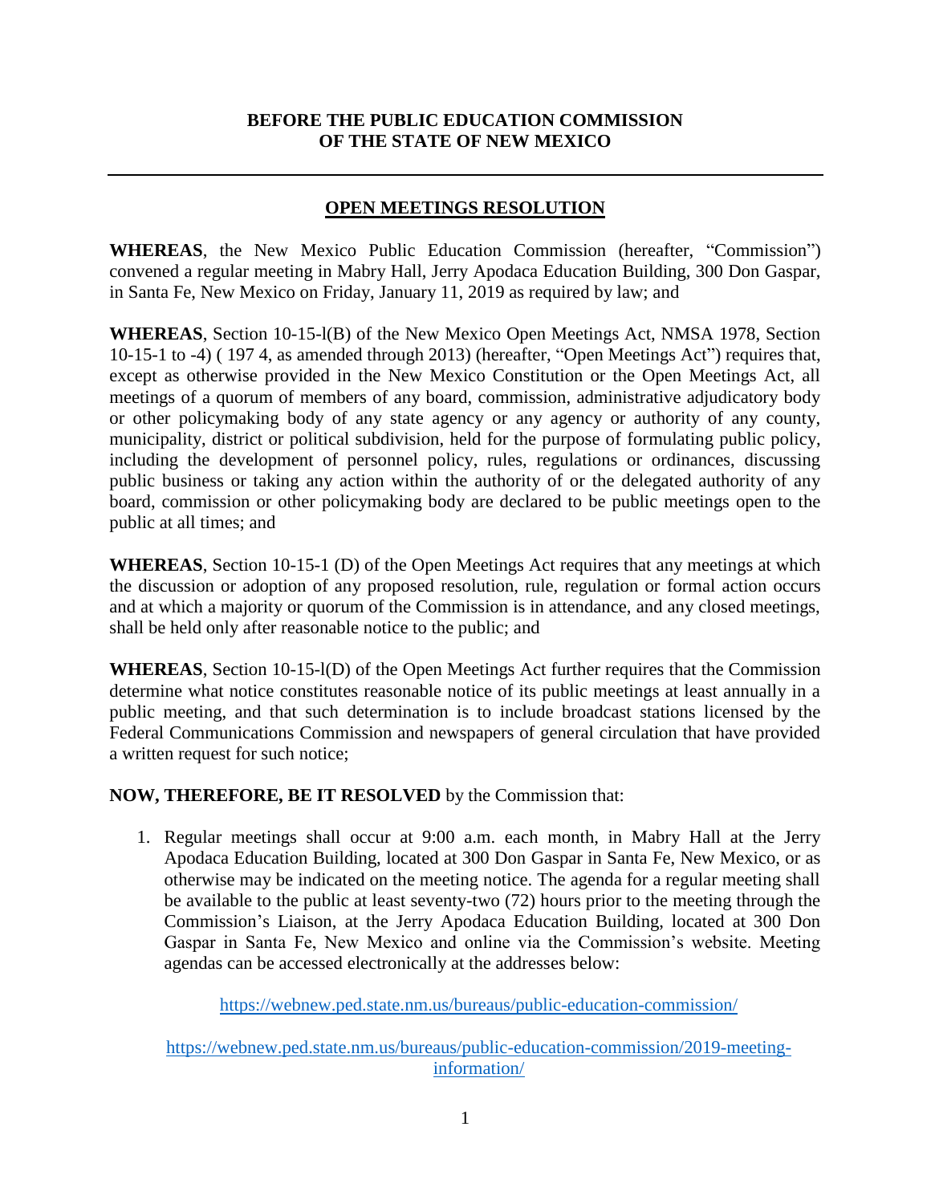**BEFORE THE PUBLIC EDUCATION COMMISSION**
**OF THE STATE OF NEW MEXICO**

---

## OPEN MEETINGS RESOLUTION

**WHEREAS**, the New Mexico Public Education Commission (hereafter, "Commission") convened a regular meeting in Mabry Hall, Jerry Apodaca Education Building, 300 Don Gaspar, in Santa Fe, New Mexico on Friday, January 11, 2019 as required by law; and

**WHEREAS**, Section 10-15-l(B) of the New Mexico Open Meetings Act, NMSA 1978, Section 10-15-1 to -4) ( 197 4, as amended through 2013) (hereafter, "Open Meetings Act") requires that, except as otherwise provided in the New Mexico Constitution or the Open Meetings Act, all meetings of a quorum of members of any board, commission, administrative adjudicatory body or other policymaking body of any state agency or any agency or authority of any county, municipality, district or political subdivision, held for the purpose of formulating public policy, including the development of personnel policy, rules, regulations or ordinances, discussing public business or taking any action within the authority of or the delegated authority of any board, commission or other policymaking body are declared to be public meetings open to the public at all times; and

**WHEREAS**, Section 10-15-1 (D) of the Open Meetings Act requires that any meetings at which the discussion or adoption of any proposed resolution, rule, regulation or formal action occurs and at which a majority or quorum of the Commission is in attendance, and any closed meetings, shall be held only after reasonable notice to the public; and

**WHEREAS**, Section 10-15-l(D) of the Open Meetings Act further requires that the Commission determine what notice constitutes reasonable notice of its public meetings at least annually in a public meeting, and that such determination is to include broadcast stations licensed by the Federal Communications Commission and newspapers of general circulation that have provided a written request for such notice;

**NOW, THEREFORE, BE IT RESOLVED** by the Commission that:

1. Regular meetings shall occur at 9:00 a.m. each month, in Mabry Hall at the Jerry Apodaca Education Building, located at 300 Don Gaspar in Santa Fe, New Mexico, or as otherwise may be indicated on the meeting notice. The agenda for a regular meeting shall be available to the public at least seventy-two (72) hours prior to the meeting through the Commission's Liaison, at the Jerry Apodaca Education Building, located at 300 Don Gaspar in Santa Fe, New Mexico and online via the Commission's website. Meeting agendas can be accessed electronically at the addresses below:

   https://webnew.ped.state.nm.us/bureaus/public-education-commission/

   https://webnew.ped.state.nm.us/bureaus/public-education-commission/2019-meeting-information/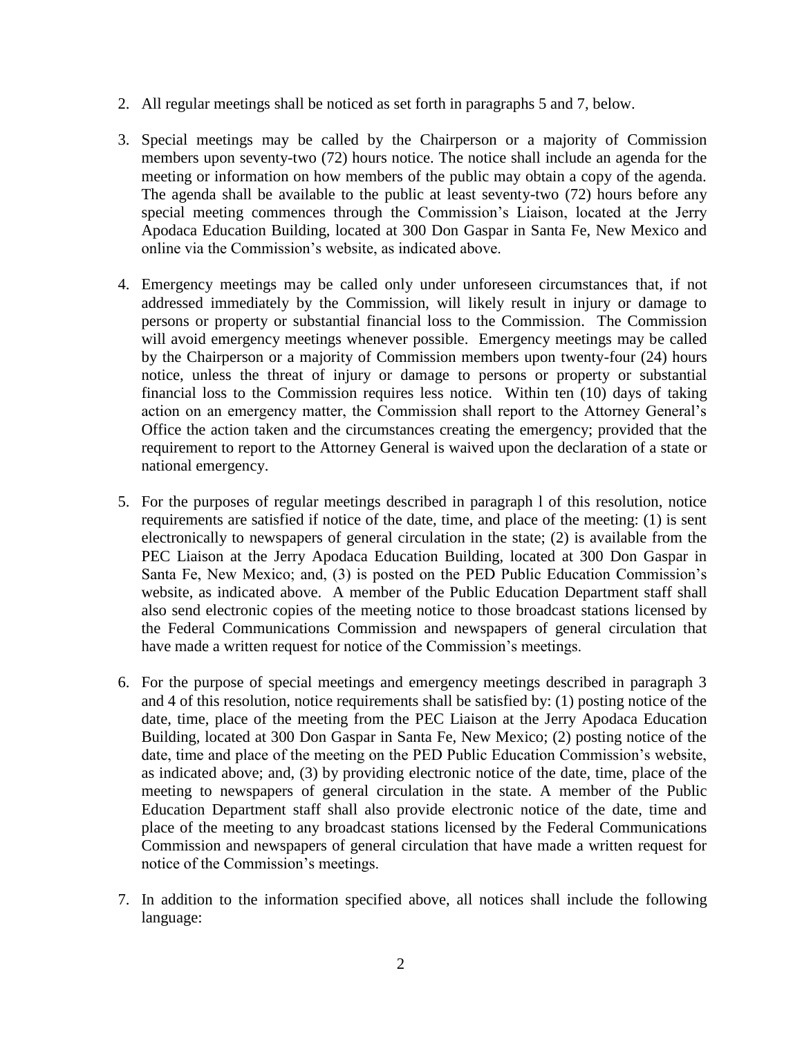2. All regular meetings shall be noticed as set forth in paragraphs 5 and 7, below.

3. Special meetings may be called by the Chairperson or a majority of Commission members upon seventy-two (72) hours notice. The notice shall include an agenda for the meeting or information on how members of the public may obtain a copy of the agenda. The agenda shall be available to the public at least seventy-two (72) hours before any special meeting commences through the Commission's Liaison, located at the Jerry Apodaca Education Building, located at 300 Don Gaspar in Santa Fe, New Mexico and online via the Commission's website, as indicated above.

4. Emergency meetings may be called only under unforeseen circumstances that, if not addressed immediately by the Commission, will likely result in injury or damage to persons or property or substantial financial loss to the Commission. The Commission will avoid emergency meetings whenever possible. Emergency meetings may be called by the Chairperson or a majority of Commission members upon twenty-four (24) hours notice, unless the threat of injury or damage to persons or property or substantial financial loss to the Commission requires less notice. Within ten (10) days of taking action on an emergency matter, the Commission shall report to the Attorney General's Office the action taken and the circumstances creating the emergency; provided that the requirement to report to the Attorney General is waived upon the declaration of a state or national emergency.

5. For the purposes of regular meetings described in paragraph l of this resolution, notice requirements are satisfied if notice of the date, time, and place of the meeting: (1) is sent electronically to newspapers of general circulation in the state; (2) is available from the PEC Liaison at the Jerry Apodaca Education Building, located at 300 Don Gaspar in Santa Fe, New Mexico; and, (3) is posted on the PED Public Education Commission's website, as indicated above. A member of the Public Education Department staff shall also send electronic copies of the meeting notice to those broadcast stations licensed by the Federal Communications Commission and newspapers of general circulation that have made a written request for notice of the Commission's meetings.

6. For the purpose of special meetings and emergency meetings described in paragraph 3 and 4 of this resolution, notice requirements shall be satisfied by: (1) posting notice of the date, time, place of the meeting from the PEC Liaison at the Jerry Apodaca Education Building, located at 300 Don Gaspar in Santa Fe, New Mexico; (2) posting notice of the date, time and place of the meeting on the PED Public Education Commission's website, as indicated above; and, (3) by providing electronic notice of the date, time, place of the meeting to newspapers of general circulation in the state. A member of the Public Education Department staff shall also provide electronic notice of the date, time and place of the meeting to any broadcast stations licensed by the Federal Communications Commission and newspapers of general circulation that have made a written request for notice of the Commission's meetings.

7. In addition to the information specified above, all notices shall include the following language: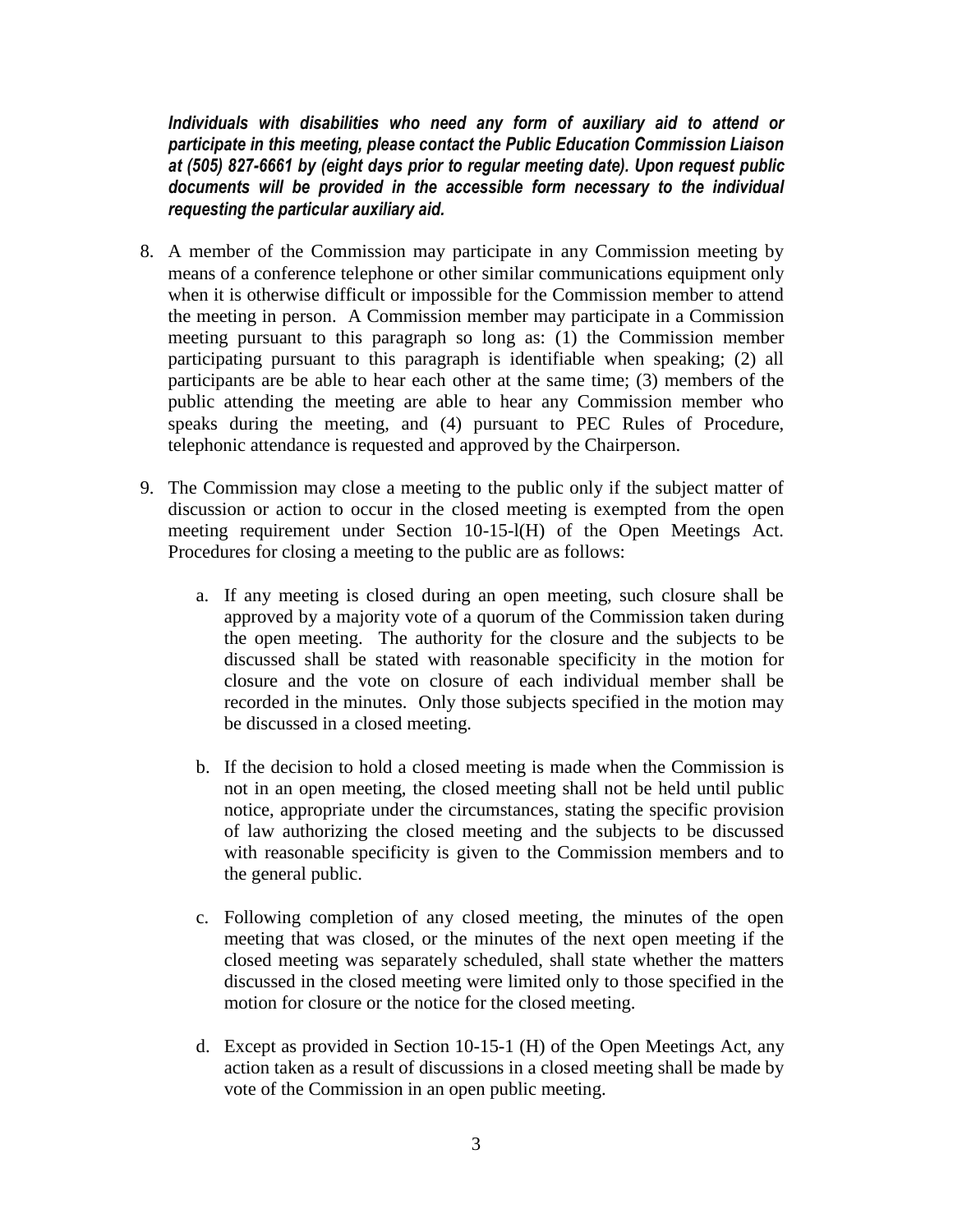***Individuals with disabilities who need any form of auxiliary aid to attend or participate in this meeting, please contact the Public Education Commission Liaison at (505) 827-6661 by (eight days prior to regular meeting date). Upon request public documents will be provided in the accessible form necessary to the individual requesting the particular auxiliary aid.***

8. A member of the Commission may participate in any Commission meeting by means of a conference telephone or other similar communications equipment only when it is otherwise difficult or impossible for the Commission member to attend the meeting in person. A Commission member may participate in a Commission meeting pursuant to this paragraph so long as: (1) the Commission member participating pursuant to this paragraph is identifiable when speaking; (2) all participants are be able to hear each other at the same time; (3) members of the public attending the meeting are able to hear any Commission member who speaks during the meeting, and (4) pursuant to PEC Rules of Procedure, telephonic attendance is requested and approved by the Chairperson.

9. The Commission may close a meeting to the public only if the subject matter of discussion or action to occur in the closed meeting is exempted from the open meeting requirement under Section 10-15-l(H) of the Open Meetings Act. Procedures for closing a meeting to the public are as follows:

    a. If any meeting is closed during an open meeting, such closure shall be approved by a majority vote of a quorum of the Commission taken during the open meeting. The authority for the closure and the subjects to be discussed shall be stated with reasonable specificity in the motion for closure and the vote on closure of each individual member shall be recorded in the minutes. Only those subjects specified in the motion may be discussed in a closed meeting.

    b. If the decision to hold a closed meeting is made when the Commission is not in an open meeting, the closed meeting shall not be held until public notice, appropriate under the circumstances, stating the specific provision of law authorizing the closed meeting and the subjects to be discussed with reasonable specificity is given to the Commission members and to the general public.

    c. Following completion of any closed meeting, the minutes of the open meeting that was closed, or the minutes of the next open meeting if the closed meeting was separately scheduled, shall state whether the matters discussed in the closed meeting were limited only to those specified in the motion for closure or the notice for the closed meeting.

    d. Except as provided in Section 10-15-1 (H) of the Open Meetings Act, any action taken as a result of discussions in a closed meeting shall be made by vote of the Commission in an open public meeting.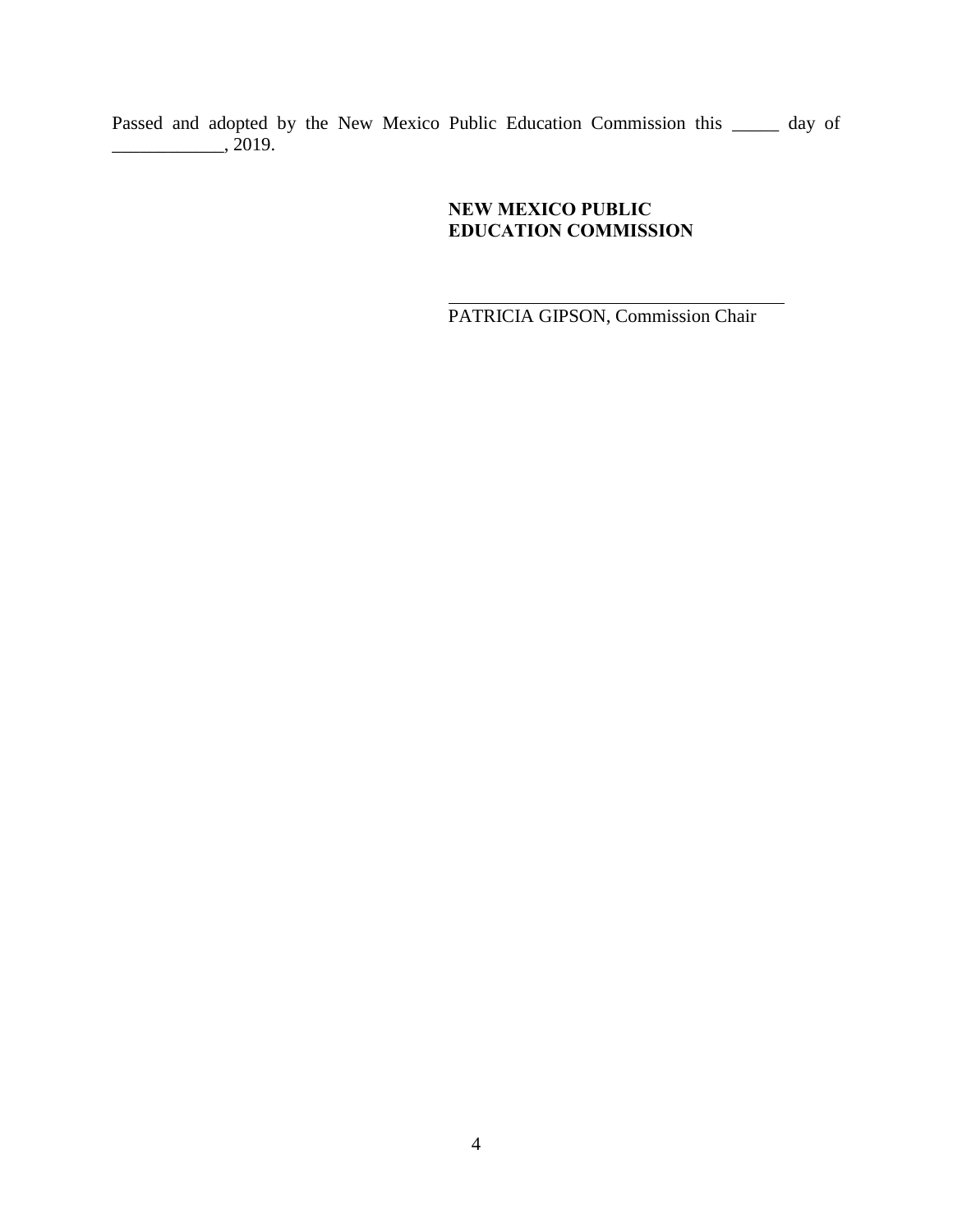Passed and adopted by the New Mexico Public Education Commission this _____ day of ____________, 2019.

**NEW MEXICO PUBLIC EDUCATION COMMISSION**

_____________________________________
PATRICIA GIPSON, Commission Chair